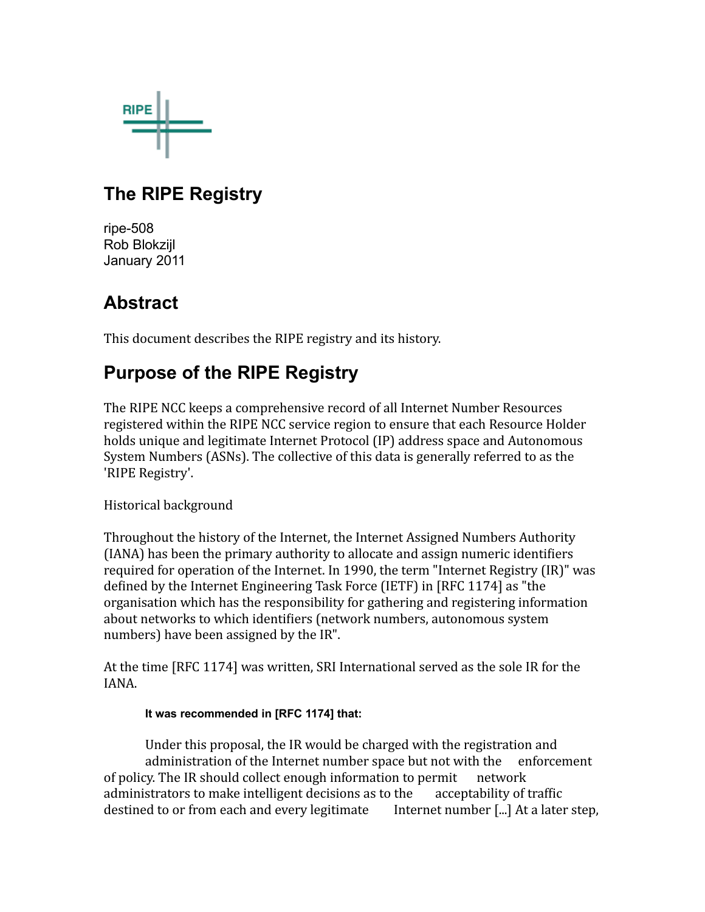# The RIPE Registry

ripe-508
Rob Blokzijl
January 2011

## Abstract

This document describes the RIPE registry and its history.

## Purpose of the RIPE Registry

The RIPE NCC keeps a comprehensive record of all Internet Number Resources registered within the RIPE NCC service region to ensure that each Resource Holder holds unique and legitimate Internet Protocol (IP) address space and Autonomous System Numbers (ASNs). The collective of this data is generally referred to as the 'RIPE Registry'.

Historical background

Throughout the history of the Internet, the Internet Assigned Numbers Authority (IANA) has been the primary authority to allocate and assign numeric identifiers required for operation of the Internet. In 1990, the term "Internet Registry (IR)" was defined by the Internet Engineering Task Force (IETF) in [RFC 1174] as "the organisation which has the responsibility for gathering and registering information about networks to which identifiers (network numbers, autonomous system numbers) have been assigned by the IR".

At the time [RFC 1174] was written, SRI International served as the sole IR for the IANA.

**It was recommended in [RFC 1174] that:**

> Under this proposal, the IR would be charged with the registration and administration of the Internet number space but not with the enforcement of policy. The IR should collect enough information to permit network administrators to make intelligent decisions as to the acceptability of traffic destined to or from each and every legitimate Internet number [...] At a later step,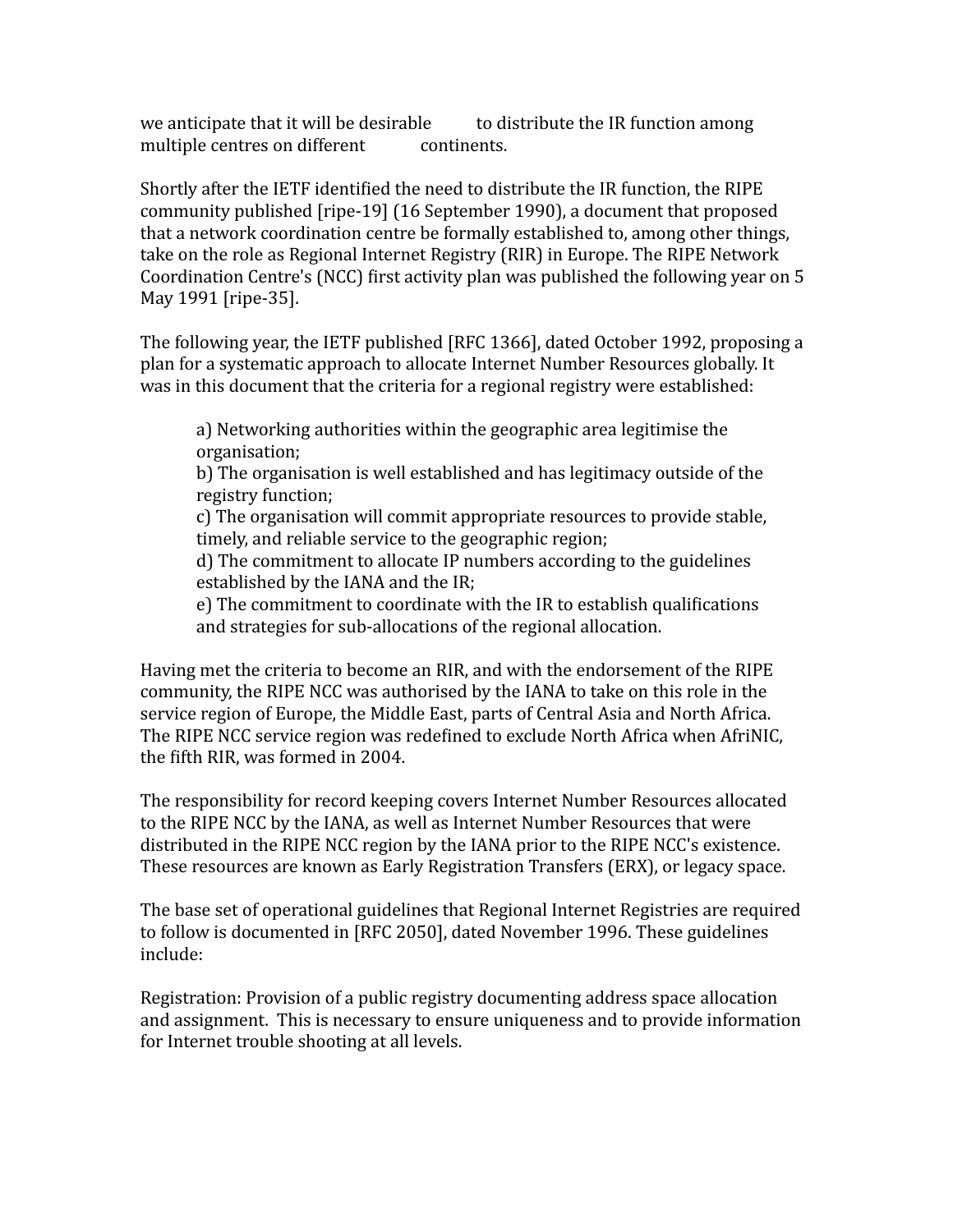we anticipate that it will be desirable to distribute the IR function among multiple centres on different continents.

Shortly after the IETF identified the need to distribute the IR function, the RIPE community published [ripe-19] (16 September 1990), a document that proposed that a network coordination centre be formally established to, among other things, take on the role as Regional Internet Registry (RIR) in Europe. The RIPE Network Coordination Centre's (NCC) first activity plan was published the following year on 5 May 1991 [ripe-35].

The following year, the IETF published [RFC 1366], dated October 1992, proposing a plan for a systematic approach to allocate Internet Number Resources globally. It was in this document that the criteria for a regional registry were established:

> a) Networking authorities within the geographic area legitimise the organisation;
> b) The organisation is well established and has legitimacy outside of the registry function;
> c) The organisation will commit appropriate resources to provide stable, timely, and reliable service to the geographic region;
> d) The commitment to allocate IP numbers according to the guidelines established by the IANA and the IR;
> e) The commitment to coordinate with the IR to establish qualifications and strategies for sub-allocations of the regional allocation.

Having met the criteria to become an RIR, and with the endorsement of the RIPE community, the RIPE NCC was authorised by the IANA to take on this role in the service region of Europe, the Middle East, parts of Central Asia and North Africa. The RIPE NCC service region was redefined to exclude North Africa when AfriNIC, the fifth RIR, was formed in 2004.

The responsibility for record keeping covers Internet Number Resources allocated to the RIPE NCC by the IANA, as well as Internet Number Resources that were distributed in the RIPE NCC region by the IANA prior to the RIPE NCC's existence. These resources are known as Early Registration Transfers (ERX), or legacy space.

The base set of operational guidelines that Regional Internet Registries are required to follow is documented in [RFC 2050], dated November 1996. These guidelines include:

Registration: Provision of a public registry documenting address space allocation and assignment. This is necessary to ensure uniqueness and to provide information for Internet trouble shooting at all levels.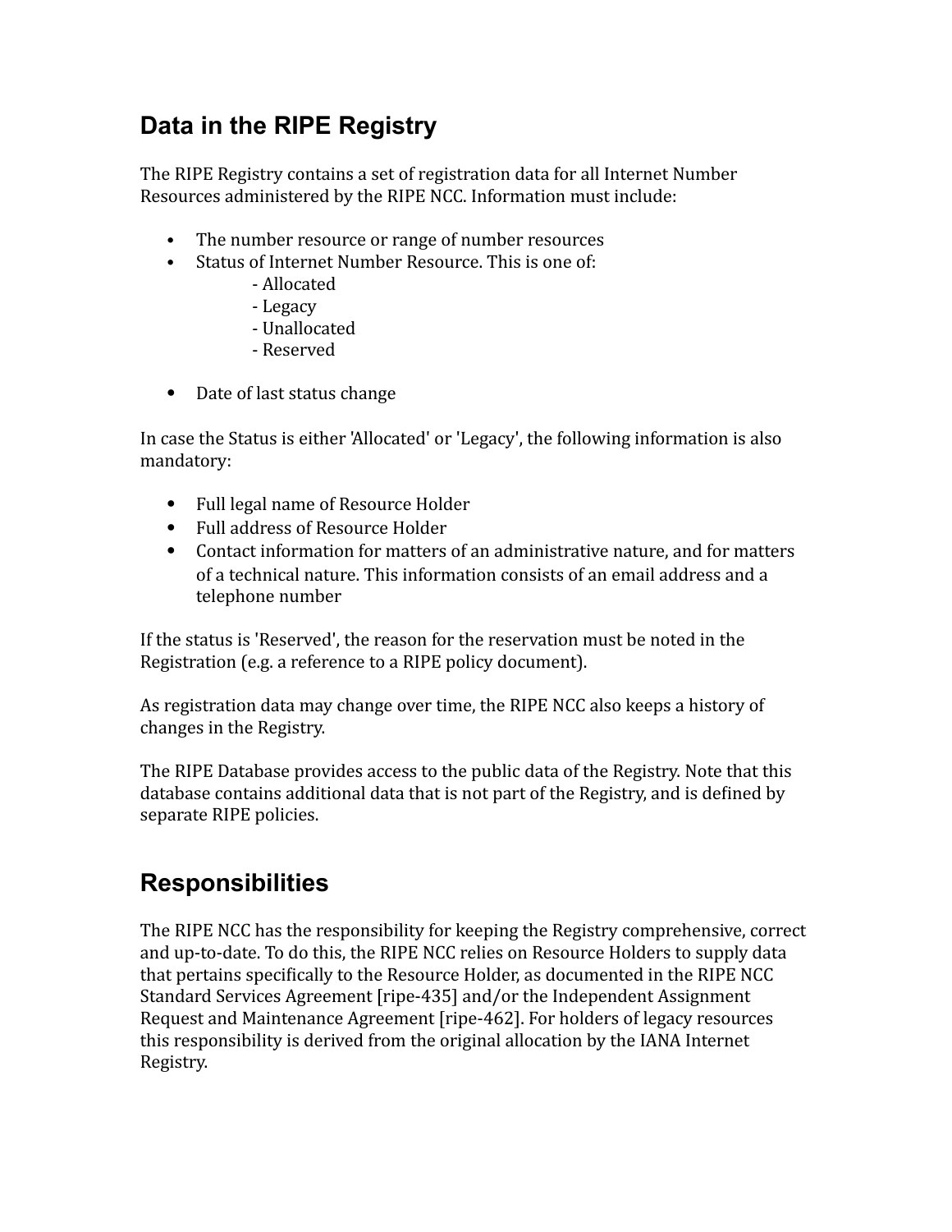## Data in the RIPE Registry

The RIPE Registry contains a set of registration data for all Internet Number Resources administered by the RIPE NCC. Information must include:

- The number resource or range of number resources
- Status of Internet Number Resource. This is one of:
  - Allocated
  - Legacy
  - Unallocated
  - Reserved
- Date of last status change

In case the Status is either 'Allocated' or 'Legacy', the following information is also mandatory:

- Full legal name of Resource Holder
- Full address of Resource Holder
- Contact information for matters of an administrative nature, and for matters of a technical nature. This information consists of an email address and a telephone number

If the status is 'Reserved', the reason for the reservation must be noted in the Registration (e.g. a reference to a RIPE policy document).

As registration data may change over time, the RIPE NCC also keeps a history of changes in the Registry.

The RIPE Database provides access to the public data of the Registry. Note that this database contains additional data that is not part of the Registry, and is defined by separate RIPE policies.

## Responsibilities

The RIPE NCC has the responsibility for keeping the Registry comprehensive, correct and up-to-date. To do this, the RIPE NCC relies on Resource Holders to supply data that pertains specifically to the Resource Holder, as documented in the RIPE NCC Standard Services Agreement [ripe-435] and/or the Independent Assignment Request and Maintenance Agreement [ripe-462]. For holders of legacy resources this responsibility is derived from the original allocation by the IANA Internet Registry.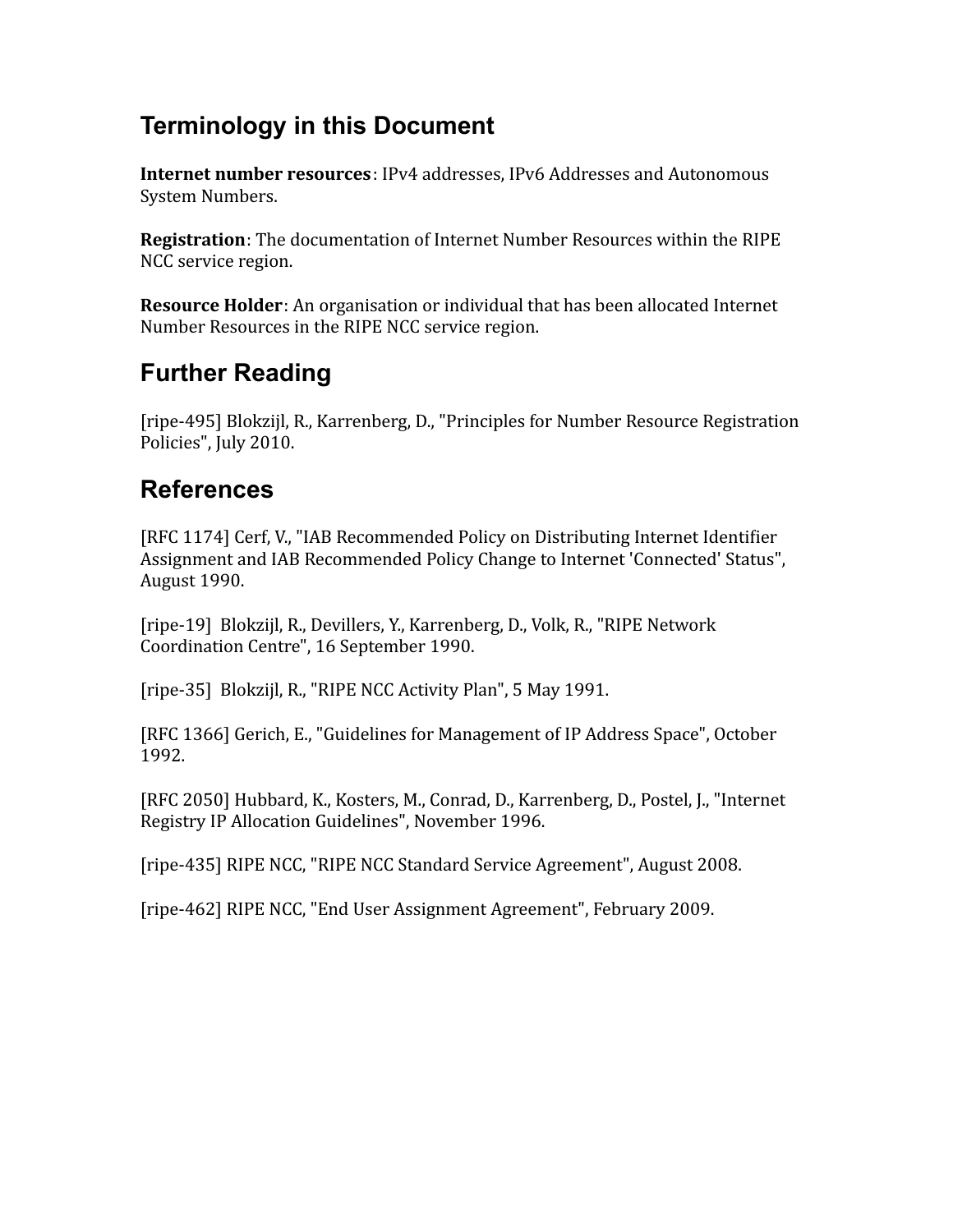## Terminology in this Document

**Internet number resources**: IPv4 addresses, IPv6 Addresses and Autonomous System Numbers.

**Registration**: The documentation of Internet Number Resources within the RIPE NCC service region.

**Resource Holder**: An organisation or individual that has been allocated Internet Number Resources in the RIPE NCC service region.

## Further Reading

[ripe-495] Blokzijl, R., Karrenberg, D., "Principles for Number Resource Registration Policies", July 2010.

## References

[RFC 1174] Cerf, V., "IAB Recommended Policy on Distributing Internet Identifier Assignment and IAB Recommended Policy Change to Internet 'Connected' Status", August 1990.

[ripe-19] Blokzijl, R., Devillers, Y., Karrenberg, D., Volk, R., "RIPE Network Coordination Centre", 16 September 1990.

[ripe-35] Blokzijl, R., "RIPE NCC Activity Plan", 5 May 1991.

[RFC 1366] Gerich, E., "Guidelines for Management of IP Address Space", October 1992.

[RFC 2050] Hubbard, K., Kosters, M., Conrad, D., Karrenberg, D., Postel, J., "Internet Registry IP Allocation Guidelines", November 1996.

[ripe-435] RIPE NCC, "RIPE NCC Standard Service Agreement", August 2008.

[ripe-462] RIPE NCC, "End User Assignment Agreement", February 2009.